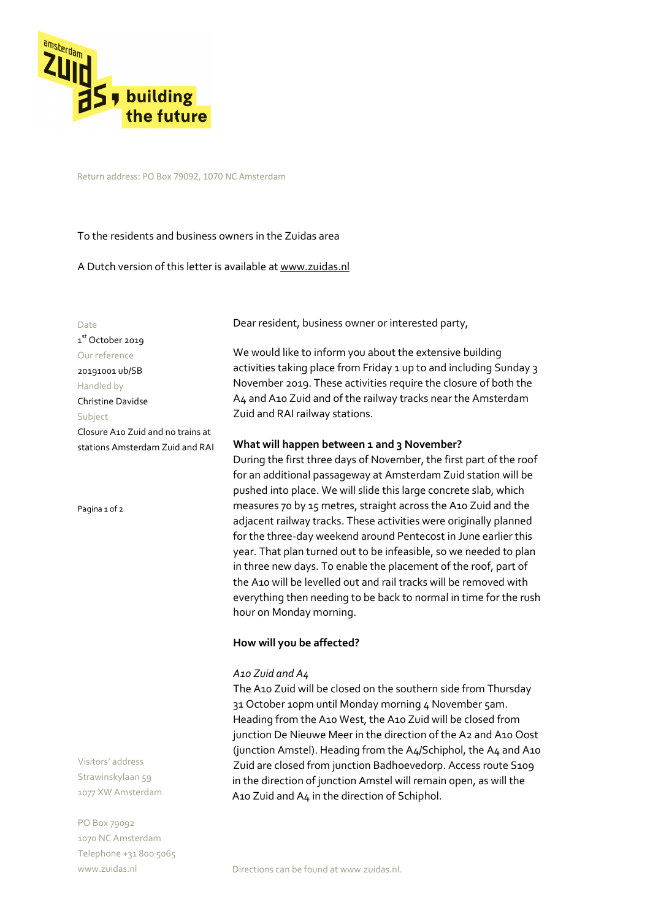Return address: PO Box 79092, 1070 NC Amsterdam

To the residents and business owners in the Zuidas area

A Dutch version of this letter is available at www.zuidas.nl

Date
1st October 2019
Our reference
20191001 ub/SB
Handled by
Christine Davidse
Subject
Closure A10 Zuid and no trains at stations Amsterdam Zuid and RAI

Visitors' address
Strawinskylaan 59
1077 XW Amsterdam

PO Box 79092
1070 NC Amsterdam
Telephone +31 800 5065
www.zuidas.nl

Dear resident, business owner or interested party,

We would like to inform you about the extensive building activities taking place from Friday 1 up to and including Sunday 3 November 2019. These activities require the closure of both the A4 and A10 Zuid and of the railway tracks near the Amsterdam Zuid and RAI railway stations.

**What will happen between 1 and 3 November?**

During the first three days of November, the first part of the roof for an additional passageway at Amsterdam Zuid station will be pushed into place. We will slide this large concrete slab, which measures 70 by 15 metres, straight across the A10 Zuid and the adjacent railway tracks. These activities were originally planned for the three-day weekend around Pentecost in June earlier this year. That plan turned out to be infeasible, so we needed to plan in three new days. To enable the placement of the roof, part of the A10 will be levelled out and rail tracks will be removed with everything then needing to be back to normal in time for the rush hour on Monday morning.

**How will you be affected?**

*A10 Zuid and A4*

The A10 Zuid will be closed on the southern side from Thursday 31 October 10pm until Monday morning 4 November 5am. Heading from the A10 West, the A10 Zuid will be closed from junction De Nieuwe Meer in the direction of the A2 and A10 Oost (junction Amstel). Heading from the A4/Schiphol, the A4 and A10 Zuid are closed from junction Badhoevedorp. Access route S109 in the direction of junction Amstel will remain open, as will the A10 Zuid and A4 in the direction of Schiphol.

Directions can be found at www.zuidas.nl.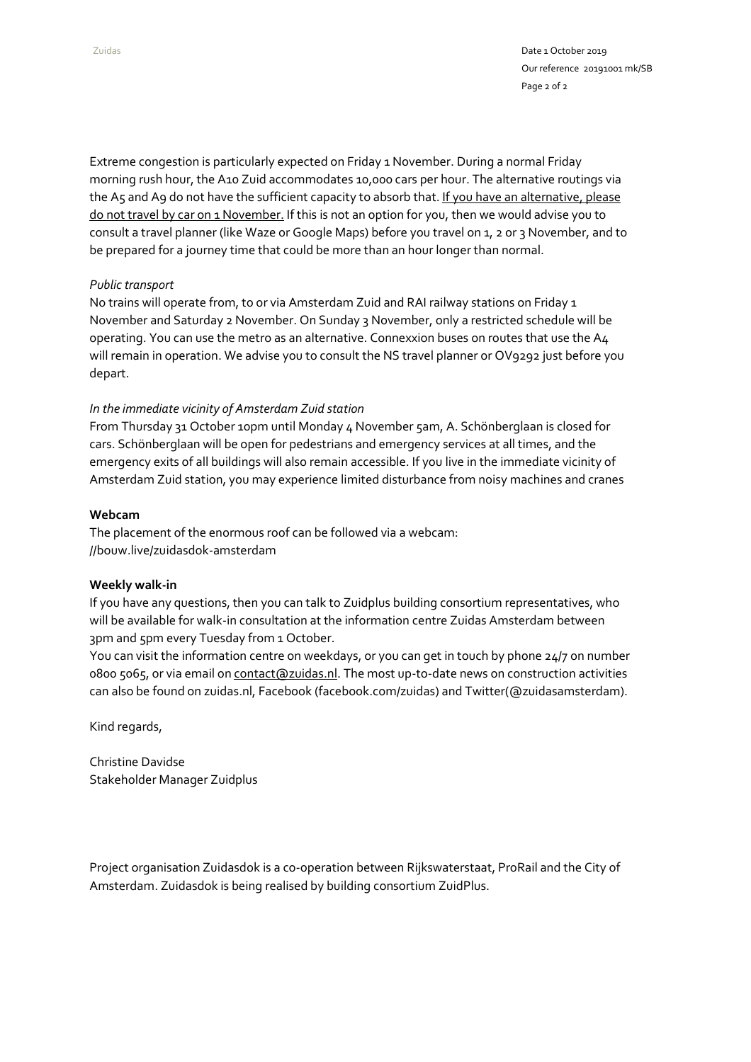Extreme congestion is particularly expected on Friday 1 November. During a normal Friday morning rush hour, the A10 Zuid accommodates 10,000 cars per hour. The alternative routings via the A5 and A9 do not have the sufficient capacity to absorb that. <u>If you have an alternative, please do not travel by car on 1 November.</u> If this is not an option for you, then we would advise you to consult a travel planner (like Waze or Google Maps) before you travel on 1, 2 or 3 November, and to be prepared for a journey time that could be more than an hour longer than normal.

*Public transport*

No trains will operate from, to or via Amsterdam Zuid and RAI railway stations on Friday 1 November and Saturday 2 November. On Sunday 3 November, only a restricted schedule will be operating. You can use the metro as an alternative. Connexxion buses on routes that use the A4 will remain in operation. We advise you to consult the NS travel planner or OV9292 just before you depart.

*In the immediate vicinity of Amsterdam Zuid station*

From Thursday 31 October 10pm until Monday 4 November 5am, A. Schönberglaan is closed for cars. Schönberglaan will be open for pedestrians and emergency services at all times, and the emergency exits of all buildings will also remain accessible. If you live in the immediate vicinity of Amsterdam Zuid station, you may experience limited disturbance from noisy machines and cranes

**Webcam**

The placement of the enormous roof can be followed via a webcam:
//bouw.live/zuidasdok-amsterdam

**Weekly walk-in**

If you have any questions, then you can talk to Zuidplus building consortium representatives, who will be available for walk-in consultation at the information centre Zuidas Amsterdam between 3pm and 5pm every Tuesday from 1 October.
You can visit the information centre on weekdays, or you can get in touch by phone 24/7 on number 0800 5065, or via email on contact@zuidas.nl. The most up-to-date news on construction activities can also be found on zuidas.nl, Facebook (facebook.com/zuidas) and Twitter(@zuidasamsterdam).

Kind regards,

Christine Davidse
Stakeholder Manager Zuidplus

Project organisation Zuidasdok is a co-operation between Rijkswaterstaat, ProRail and the City of Amsterdam. Zuidasdok is being realised by building consortium ZuidPlus.